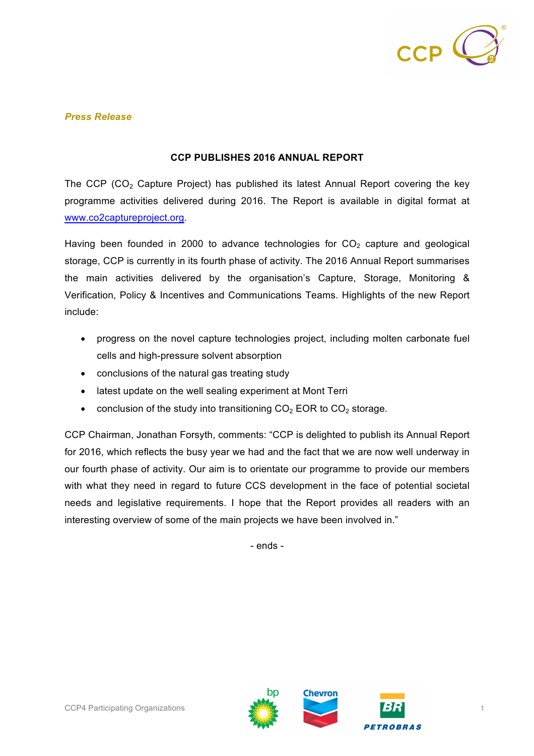*Press Release*

**CCP PUBLISHES 2016 ANNUAL REPORT**

The CCP ($CO_2$ Capture Project) has published its latest Annual Report covering the key programme activities delivered during 2016. The Report is available in digital format at www.co2captureproject.org.

Having been founded in 2000 to advance technologies for $CO_2$ capture and geological storage, CCP is currently in its fourth phase of activity. The 2016 Annual Report summarises the main activities delivered by the organisation's Capture, Storage, Monitoring & Verification, Policy & Incentives and Communications Teams. Highlights of the new Report include:

- progress on the novel capture technologies project, including molten carbonate fuel cells and high-pressure solvent absorption
- conclusions of the natural gas treating study
- latest update on the well sealing experiment at Mont Terri
- conclusion of the study into transitioning $CO_2$ EOR to $CO_2$ storage.

CCP Chairman, Jonathan Forsyth, comments: "CCP is delighted to publish its Annual Report for 2016, which reflects the busy year we had and the fact that we are now well underway in our fourth phase of activity. Our aim is to orientate our programme to provide our members with what they need in regard to future CCS development in the face of potential societal needs and legislative requirements. I hope that the Report provides all readers with an interesting overview of some of the main projects we have been involved in."

- ends -

CCP4 Participating Organizations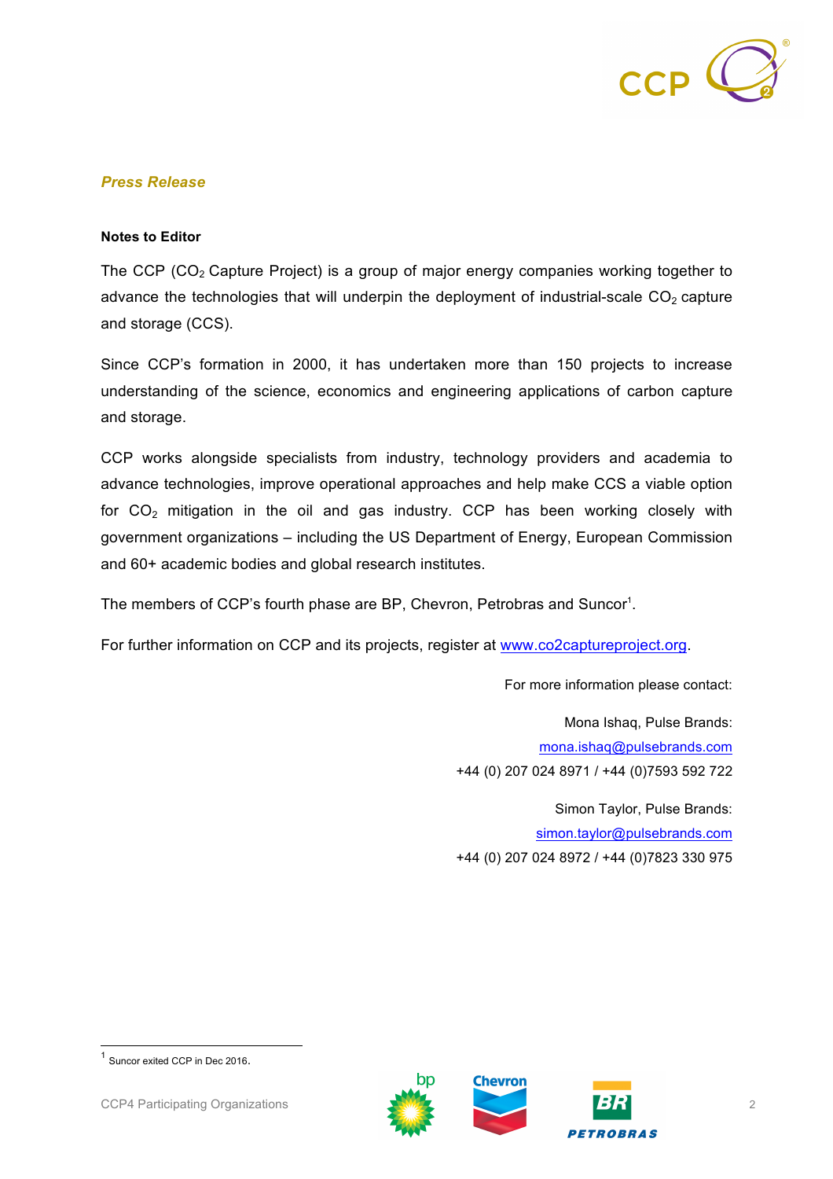*Press Release*

**Notes to Editor**

The CCP ($CO_2$ Capture Project) is a group of major energy companies working together to advance the technologies that will underpin the deployment of industrial-scale $CO_2$ capture and storage (CCS).

Since CCP's formation in 2000, it has undertaken more than 150 projects to increase understanding of the science, economics and engineering applications of carbon capture and storage.

CCP works alongside specialists from industry, technology providers and academia to advance technologies, improve operational approaches and help make CCS a viable option for $CO_2$ mitigation in the oil and gas industry. CCP has been working closely with government organizations – including the US Department of Energy, European Commission and 60+ academic bodies and global research institutes.

The members of CCP's fourth phase are BP, Chevron, Petrobras and Suncor[1].

For further information on CCP and its projects, register at www.co2captureproject.org.

For more information please contact:

Mona Ishaq, Pulse Brands:
mona.ishaq@pulsebrands.com
+44 (0) 207 024 8971 / +44 (0)7593 592 722

Simon Taylor, Pulse Brands:
simon.taylor@pulsebrands.com
+44 (0) 207 024 8972 / +44 (0)7823 330 975

[1] Suncor exited CCP in Dec 2016.

CCP4 Participating Organizations